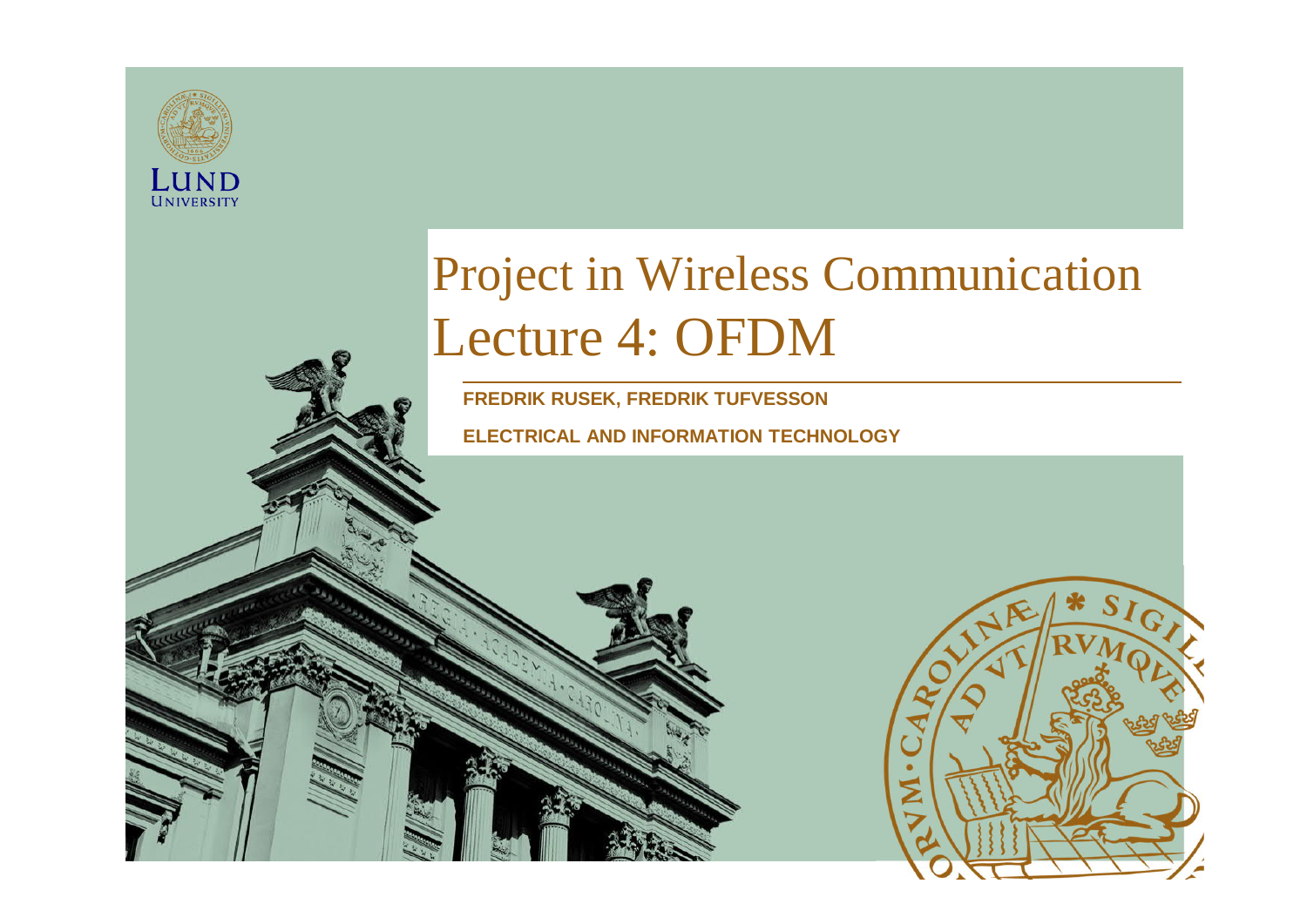# Project in Wireless Communication Lecture 4: OFDM

**FREDRIK RUSEK, FREDRIK TUFVESSON**

**ELECTRICAL AND INFORMATION TECHNOLOGY**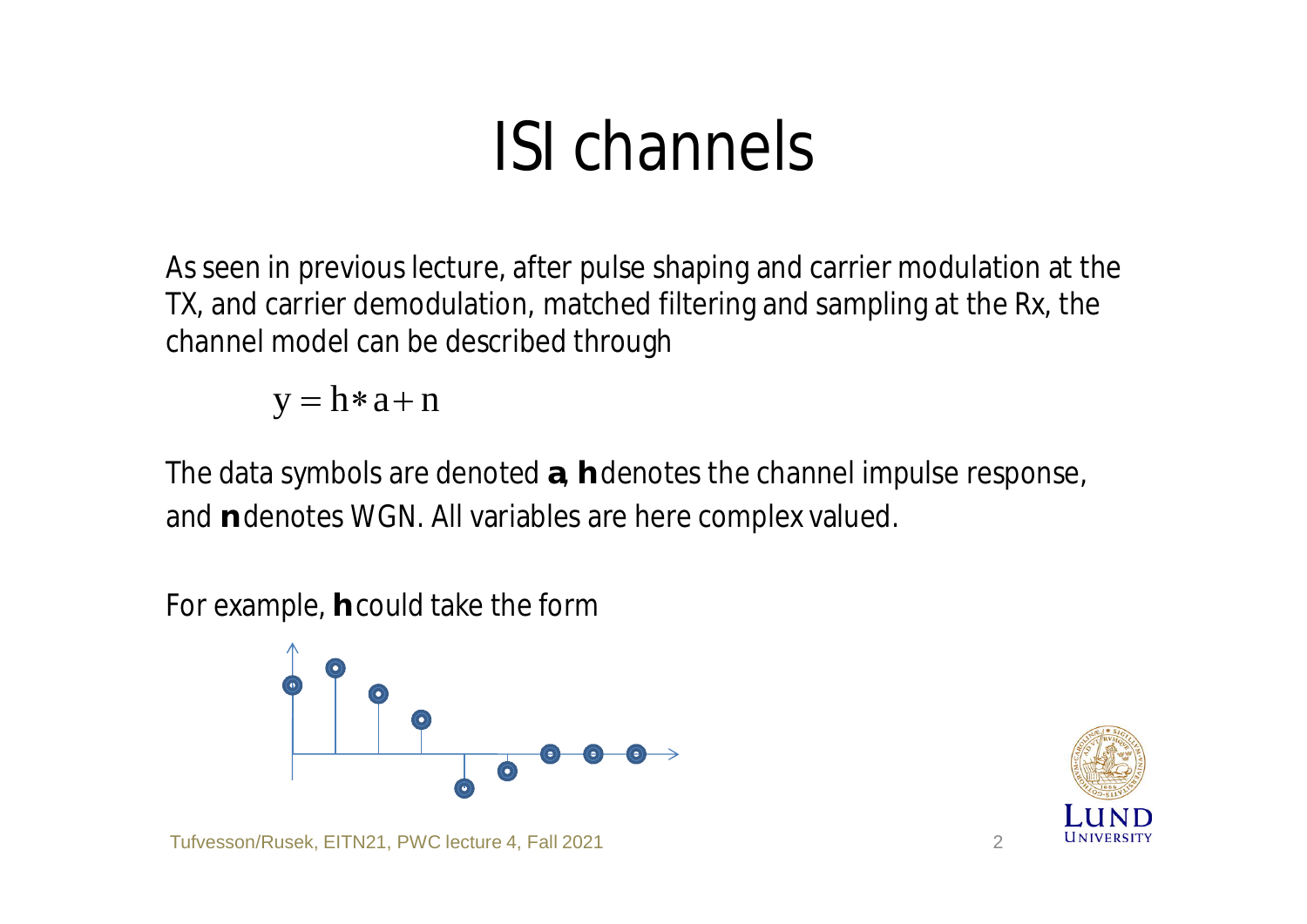# ISI channels

As seen in previous lecture, after pulse shaping and carrier modulation at the TX, and carrier demodulation, matched filtering and sampling at the Rx, the channel model can be described through

$$y = h * a + n$$

The data symbols are denoted **a**, **h** denotes the channel impulse response, and **n** denotes WGN. All variables are here complex valued.

For example, **h** could take the form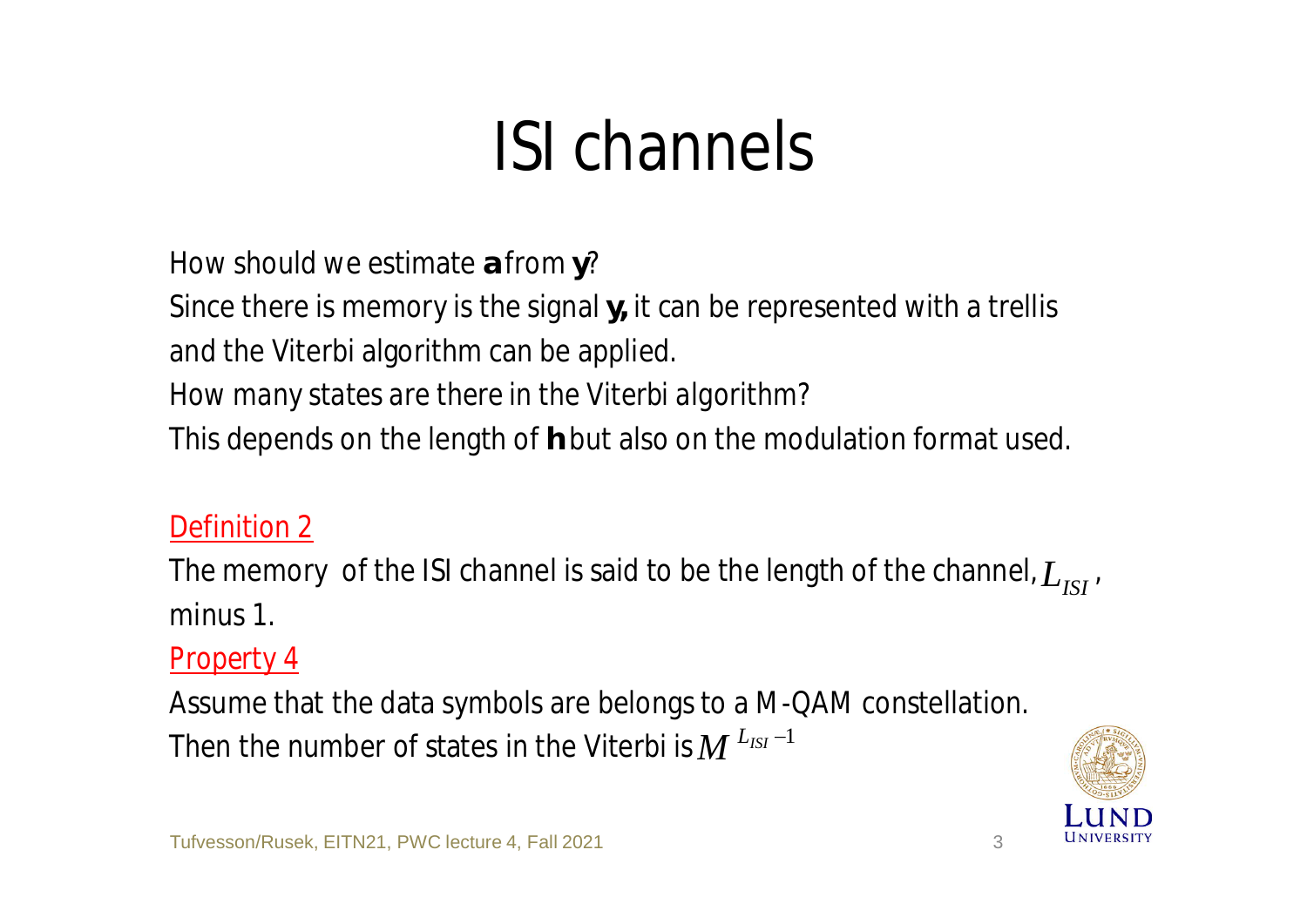# ISI channels

How should we estimate **a** from **y**?

Since there is memory is the signal **y,** it can be represented with a trellis and the Viterbi algorithm can be applied.

How many states are there in the Viterbi algorithm?

This depends on the length of **h** but also on the modulation format used.

Definition 2

The memory of the ISI channel is said to be the length of the channel, $L_{ISI}$, minus 1.

Property 4

Assume that the data symbols are belongs to a M-QAM constellation. Then the number of states in the Viterbi is $M^{L_{ISI}-1}$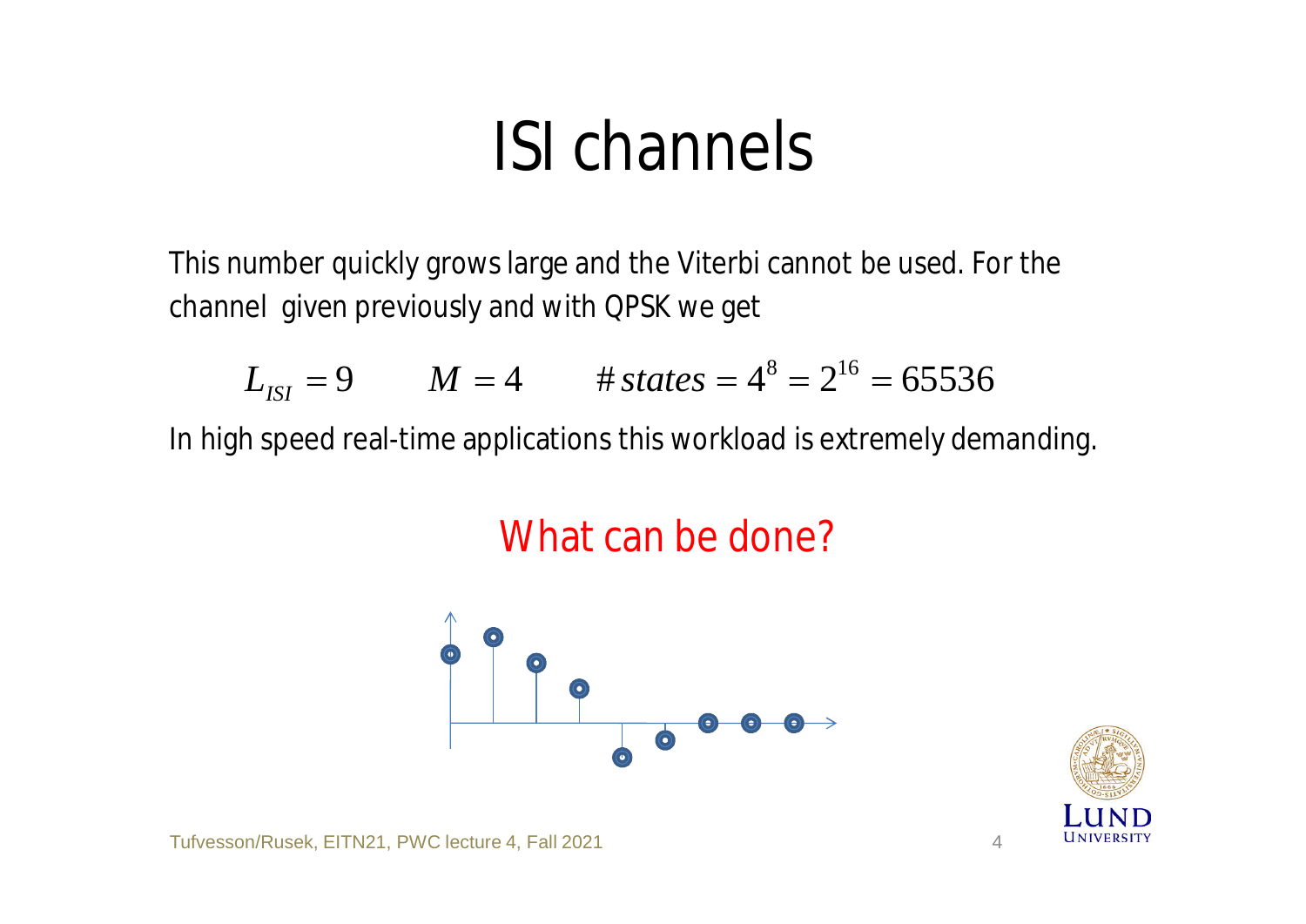# ISI channels

This number quickly grows large and the Viterbi cannot be used. For the channel given previously and with QPSK we get

$$L_{ISI} = 9 \qquad M = 4 \qquad \#\, states = 4^8 = 2^{16} = 65536$$

In high speed real-time applications this workload is extremely demanding.

What can be done?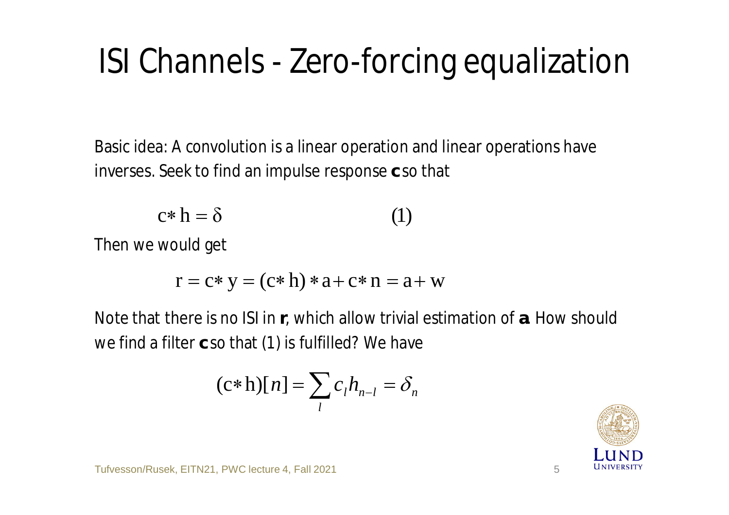# ISI Channels - Zero-forcing equalization

Basic idea: A convolution is a linear operation and linear operations have inverses. Seek to find an impulse response **c** so that

$$\mathrm{c} * \mathrm{h} = \delta \qquad (1)$$

Then we would get

$$\mathrm{r} = \mathrm{c} * \mathrm{y} = (\mathrm{c} * \mathrm{h}) * \mathrm{a} + \mathrm{c} * \mathrm{n} = \mathrm{a} + \mathrm{w}$$

Note that there is no ISI in **r**, which allow trivial estimation of **a**. How should we find a filter **c** so that (1) is fulfilled? We have

$$(\mathrm{c} * \mathrm{h})[n] = \sum_{l} c_l h_{n-l} = \delta_n$$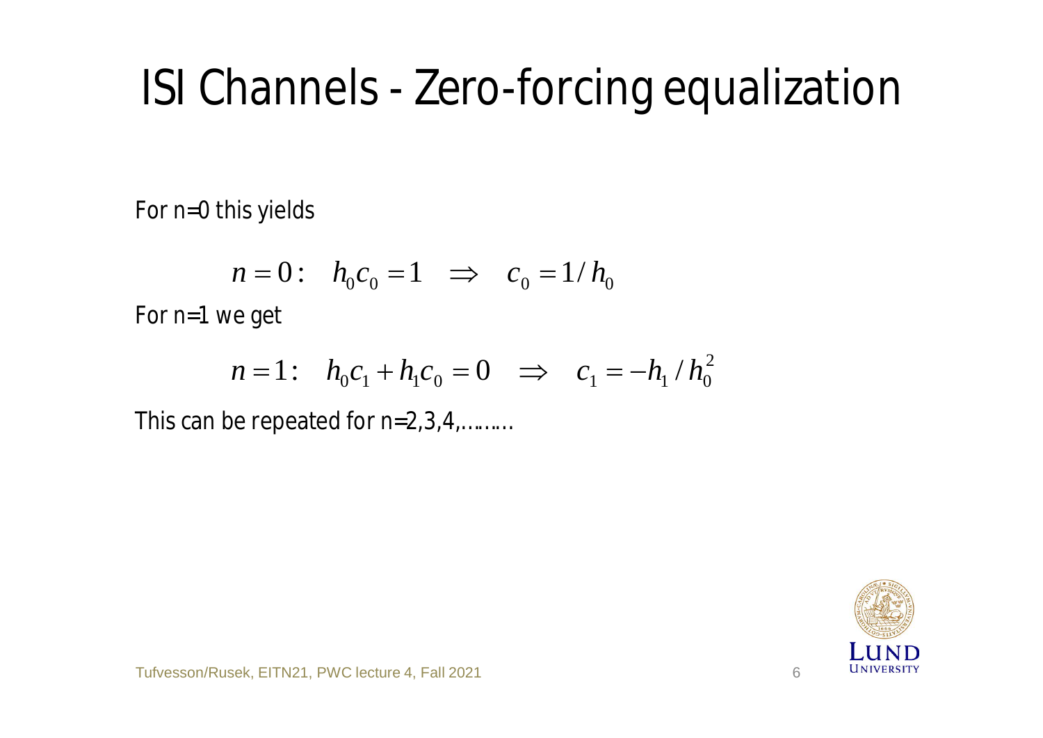# ISI Channels - Zero-forcing equalization

For n=0 this yields

$$n = 0: \quad h_0 c_0 = 1 \quad \Rightarrow \quad c_0 = 1/h_0$$

For n=1 we get

$$n = 1: \quad h_0 c_1 + h_1 c_0 = 0 \quad \Rightarrow \quad c_1 = -h_1/h_0^2$$

This can be repeated for n=2,3,4,………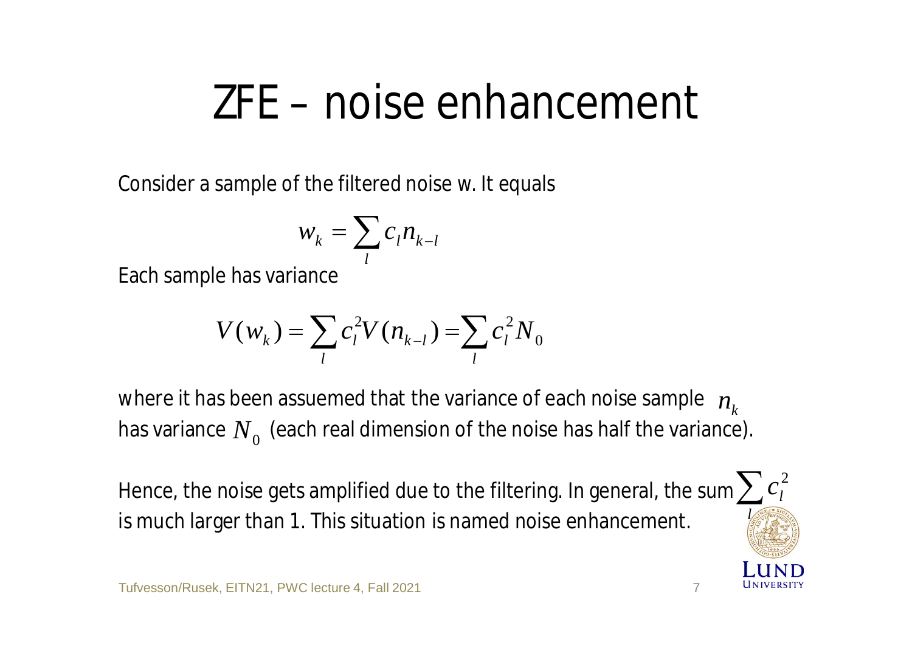# ZFE – noise enhancement

Consider a sample of the filtered noise w. It equals

$$w_k = \sum_l c_l n_{k-l}$$

Each sample has variance

$$V(w_k) = \sum_l c_l^2 V(n_{k-l}) = \sum_l c_l^2 N_0$$

where it has been assuemed that the variance of each noise sample $n_k$ has variance $N_0$ (each real dimension of the noise has half the variance).

Hence, the noise gets amplified due to the filtering. In general, the sum $\sum_l c_l^2$ is much larger than 1. This situation is named noise enhancement.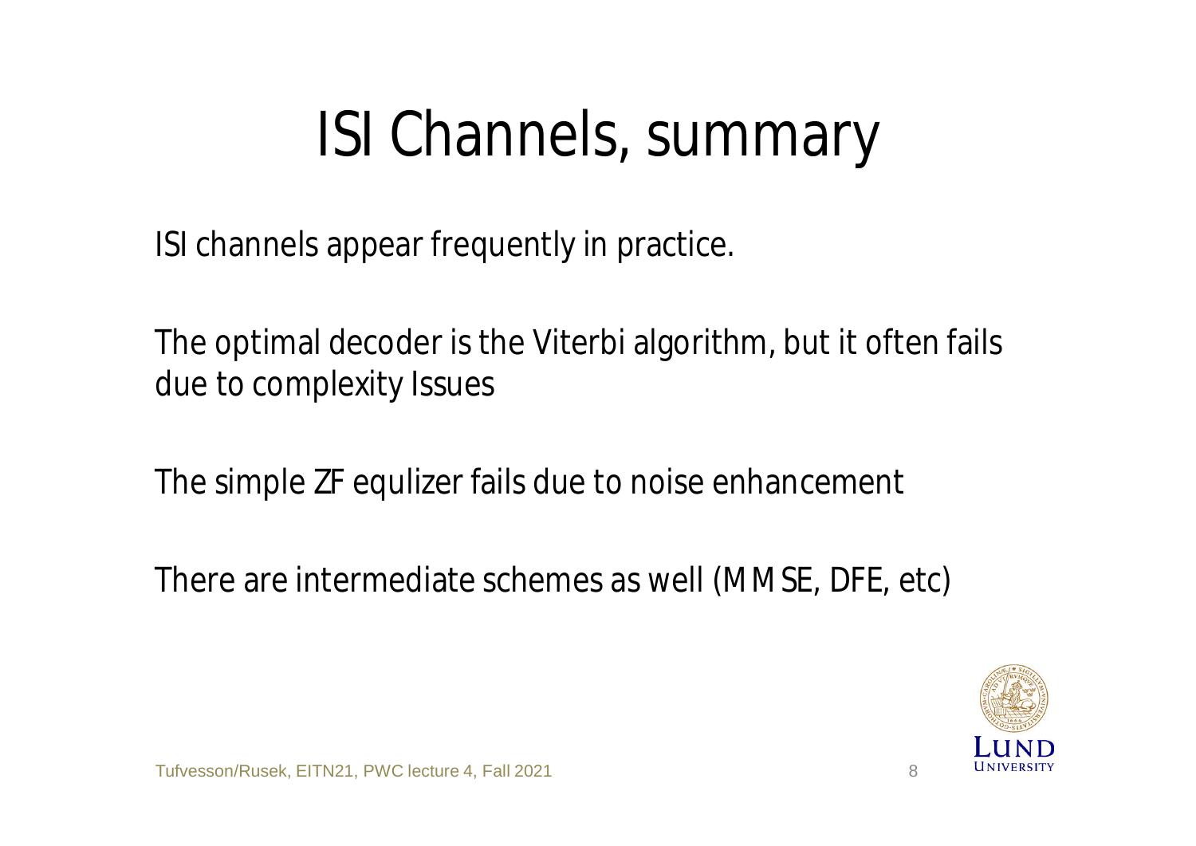# ISI Channels, summary

ISI channels appear frequently in practice.

The optimal decoder is the Viterbi algorithm, but it often fails due to complexity Issues

The simple ZF equlizer fails due to noise enhancement

There are intermediate schemes as well (MMSE, DFE, etc)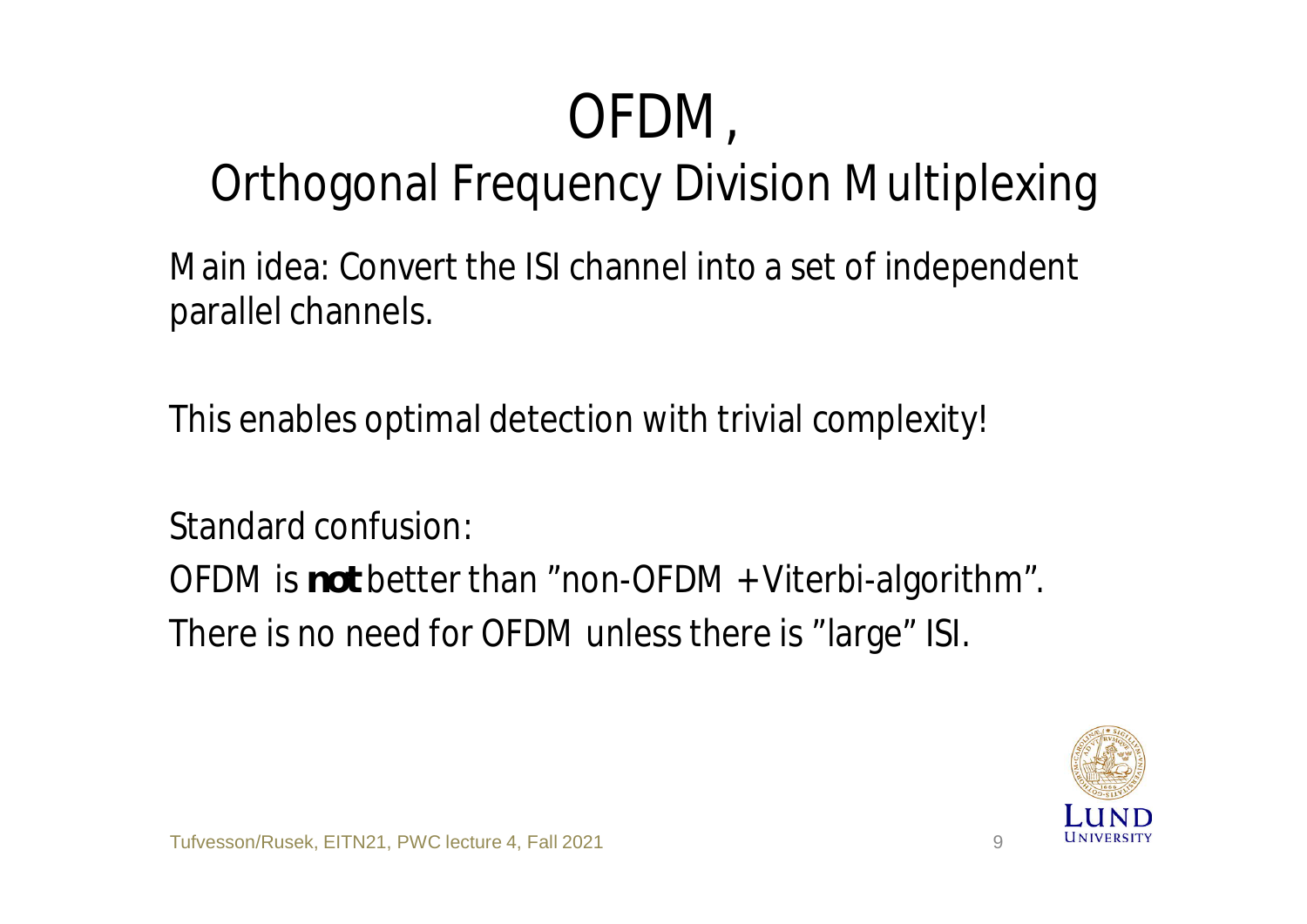# OFDM,

## Orthogonal Frequency Division Multiplexing

Main idea: Convert the ISI channel into a set of independent parallel channels.

This enables optimal detection with trivial complexity!

Standard confusion:

OFDM is **not** better than ”non-OFDM + Viterbi-algorithm”.

There is no need for OFDM unless there is ”large” ISI.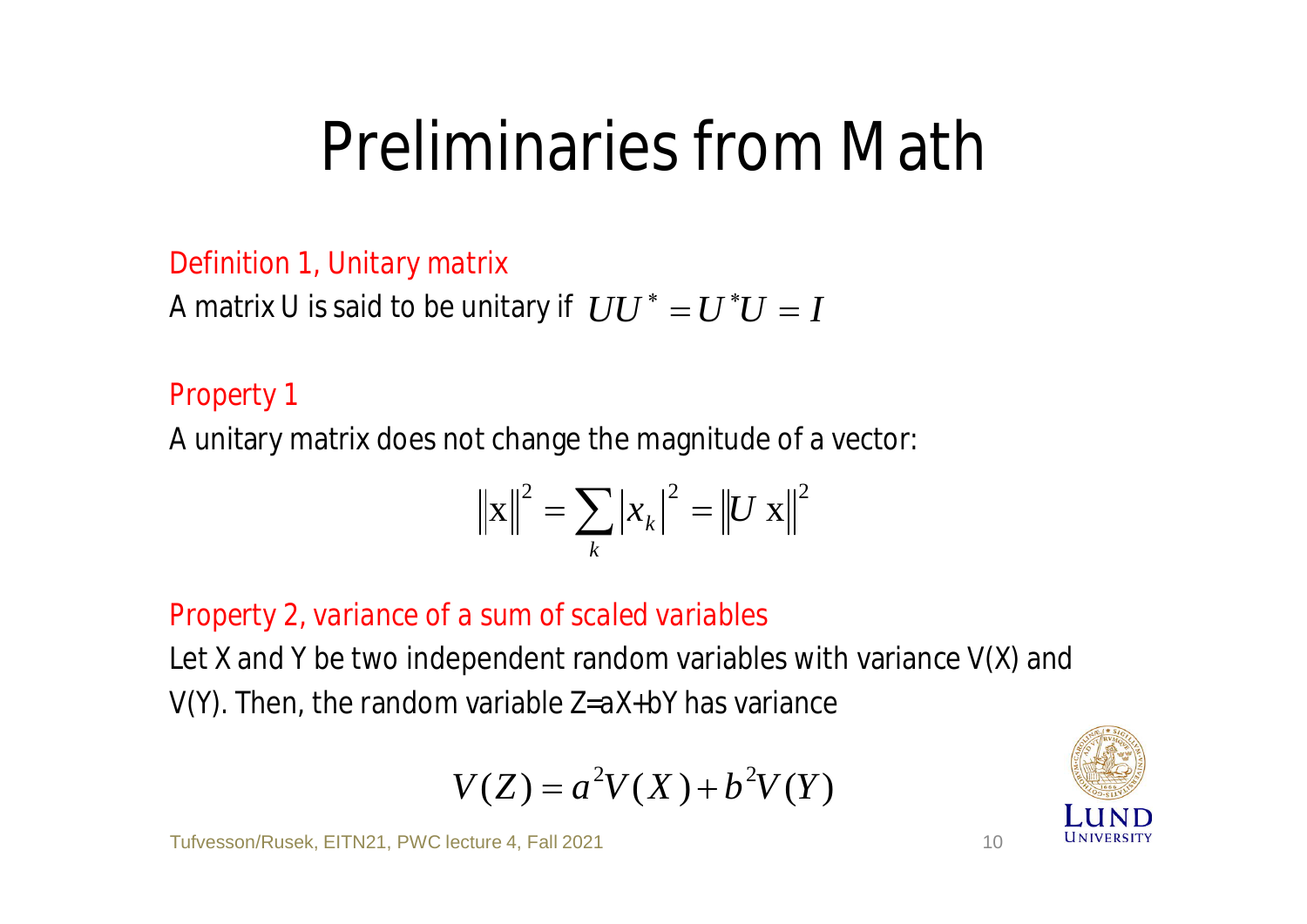# Preliminaries from Math

Definition 1, Unitary matrix

A matrix U is said to be unitary if $UU^* = U^*U = I$

Property 1

A unitary matrix does not change the magnitude of a vector:

$$\|\mathrm{x}\|^2 = \sum_k |x_k|^2 = \|U\,\mathrm{x}\|^2$$

Property 2, variance of a sum of scaled variables

Let X and Y be two independent random variables with variance V(X) and V(Y). Then, the random variable Z=aX+bY has variance

$$V(Z) = a^2 V(X) + b^2 V(Y)$$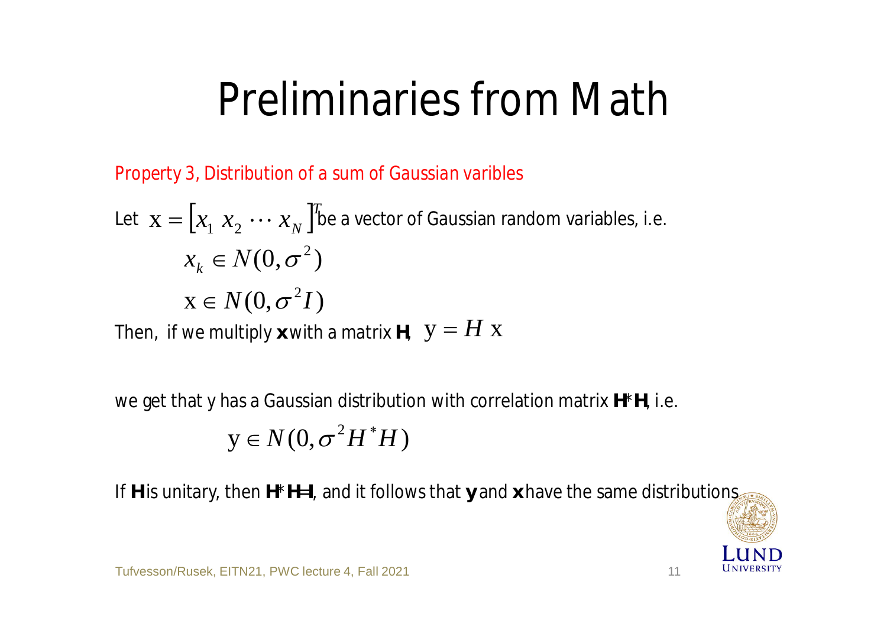# Preliminaries from Math

Property 3, Distribution of a sum of Gaussian varibles

Let $\mathrm{x} = \left[x_1 \; x_2 \; \cdots \; x_N\right]^T$ be a vector of Gaussian random variables, i.e.

$$x_k \in N(0, \sigma^2)$$

$$\mathrm{x} \in N(0, \sigma^2 I)$$

Then, if we multiply **x** with a matrix **H**, $\mathrm{y} = H\,\mathrm{x}$

we get that y has a Gaussian distribution with correlation matrix **H*H**, i.e.

$$\mathrm{y} \in N(0, \sigma^2 H^* H)$$

If **H** is unitary, then **H*H=I**, and it follows that **y** and **x** have the same distributions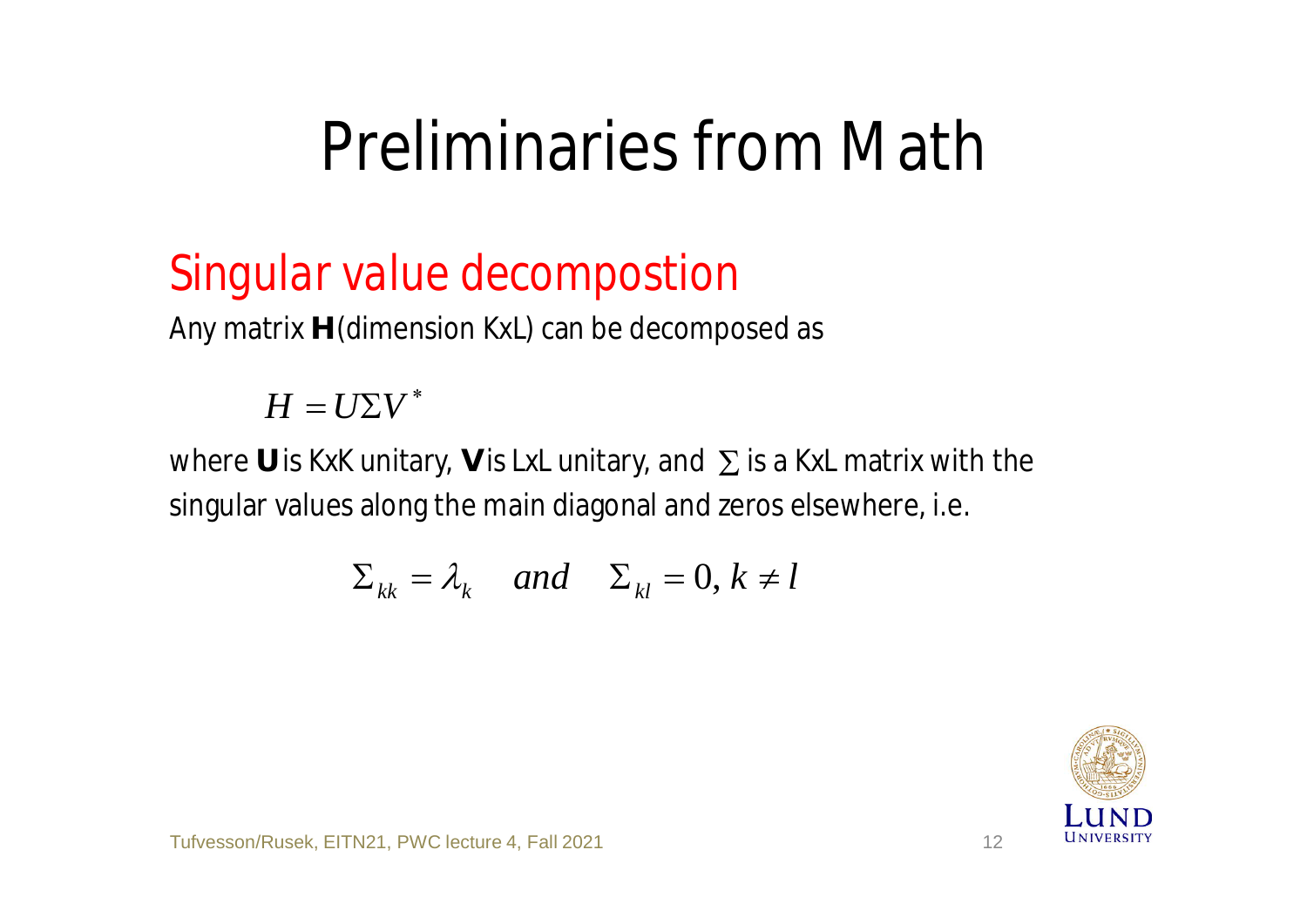# Preliminaries from Math

## Singular value decompostion

Any matrix **H** (dimension KxL) can be decomposed as

$$H = U \Sigma V^*$$

where **U** is KxK unitary, **V** is LxL unitary, and $\Sigma$ is a KxL matrix with the singular values along the main diagonal and zeros elsewhere, i.e.

$$\Sigma_{kk} = \lambda_k \quad and \quad \Sigma_{kl} = 0, k \neq l$$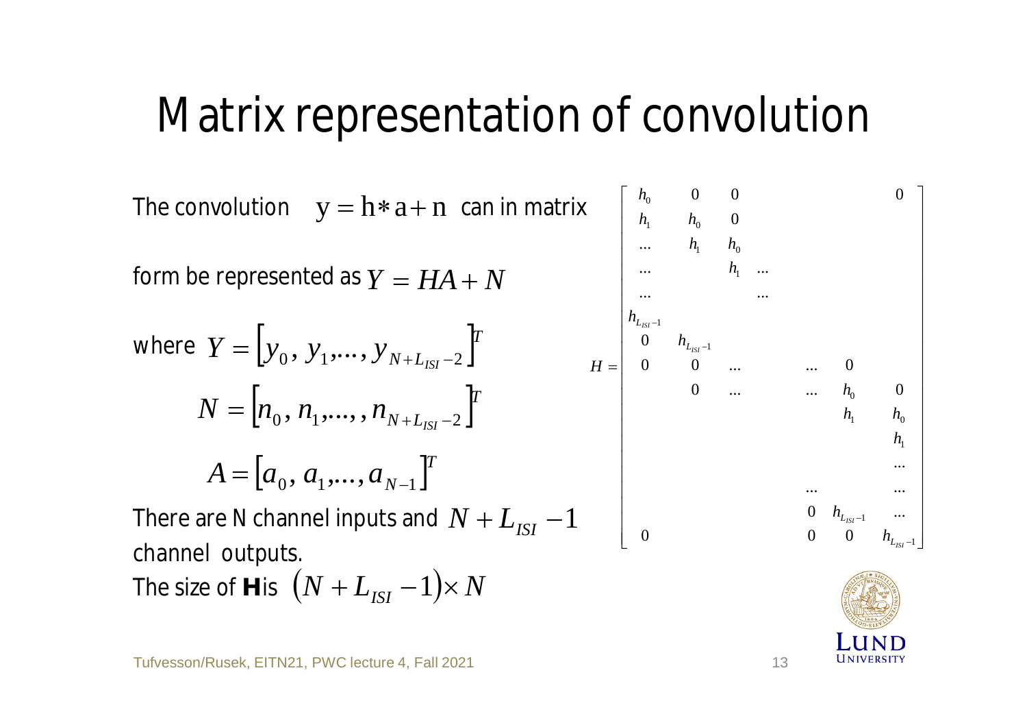# Matrix representation of convolution

The convolution $\mathrm{y} = \mathrm{h} * \mathrm{a} + \mathrm{n}$ can in matrix form be represented as $Y = HA + N$

where $Y = \left[y_0, y_1, \ldots, y_{N+L_{ISI}-2}\right]^T$

$$N = \left[n_0, n_1, \ldots, n_{N+L_{ISI}-2}\right]^T$$

$$A = \left[a_0, a_1, \ldots, a_{N-1}\right]^T$$

There are N channel inputs and $N + L_{ISI} - 1$ channel outputs.

The size of **H** is $\left(N + L_{ISI} - 1\right) \times N$

$$H = \begin{bmatrix}
h_0 & 0 & 0 & & & & 0 \\
h_1 & h_0 & 0 & & & & \\
\ldots & h_1 & h_0 & & & & \\
\ldots & & h_1 & \ldots & & & \\
\ldots & & & \ldots & & & \\
h_{L_{ISI}-1} & & & & & & \\
0 & h_{L_{ISI}-1} & & & & & \\
0 & 0 & \ldots & & \ldots & 0 & \\
 & 0 & \ldots & & \ldots & h_0 & 0 \\
 & & & & & h_1 & h_0 \\
 & & & & & & h_1 \\
 & & & & & & \ldots \\
 & & & & \ldots & & \ldots \\
 & & & & 0 & h_{L_{ISI}-1} & \ldots \\
0 & & & & 0 & 0 & h_{L_{ISI}-1}
\end{bmatrix}$$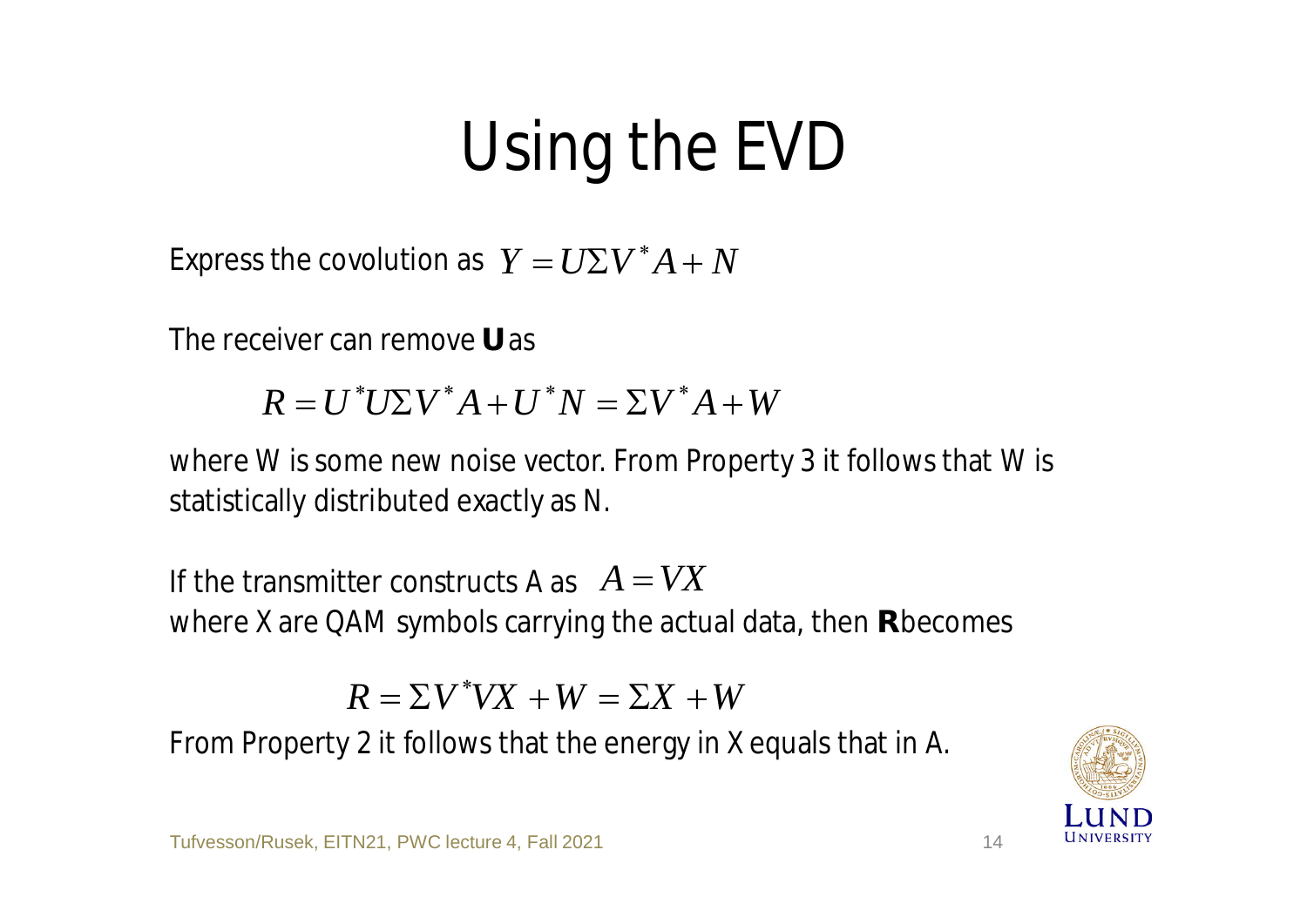# Using the EVD

Express the covolution as $Y = U\Sigma V^* A + N$

The receiver can remove **U** as

$$R = U^* U\Sigma V^* A + U^* N = \Sigma V^* A + W$$

where W is some new noise vector. From Property 3 it follows that W is statistically distributed exactly as N.

If the transmitter constructs A as $A = VX$
where X are QAM symbols carrying the actual data, then **R** becomes

$$R = \Sigma V^* V X + W = \Sigma X + W$$

From Property 2 it follows that the energy in X equals that in A.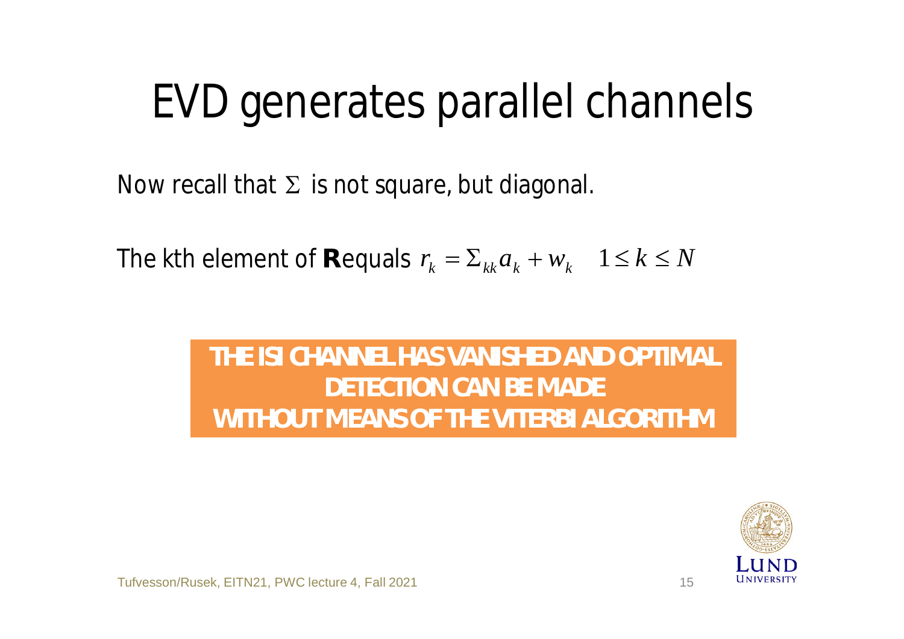# EVD generates parallel channels

Now recall that $\Sigma$ is not square, but diagonal.

The kth element of **R** equals $r_k = \Sigma_{kk} a_k + w_k \quad 1 \le k \le N$

**THE ISI CHANNEL HAS VANISHED AND OPTIMAL DETECTION CAN BE MADE WITHOUT MEANS OF THE VITERBI ALGORITHM**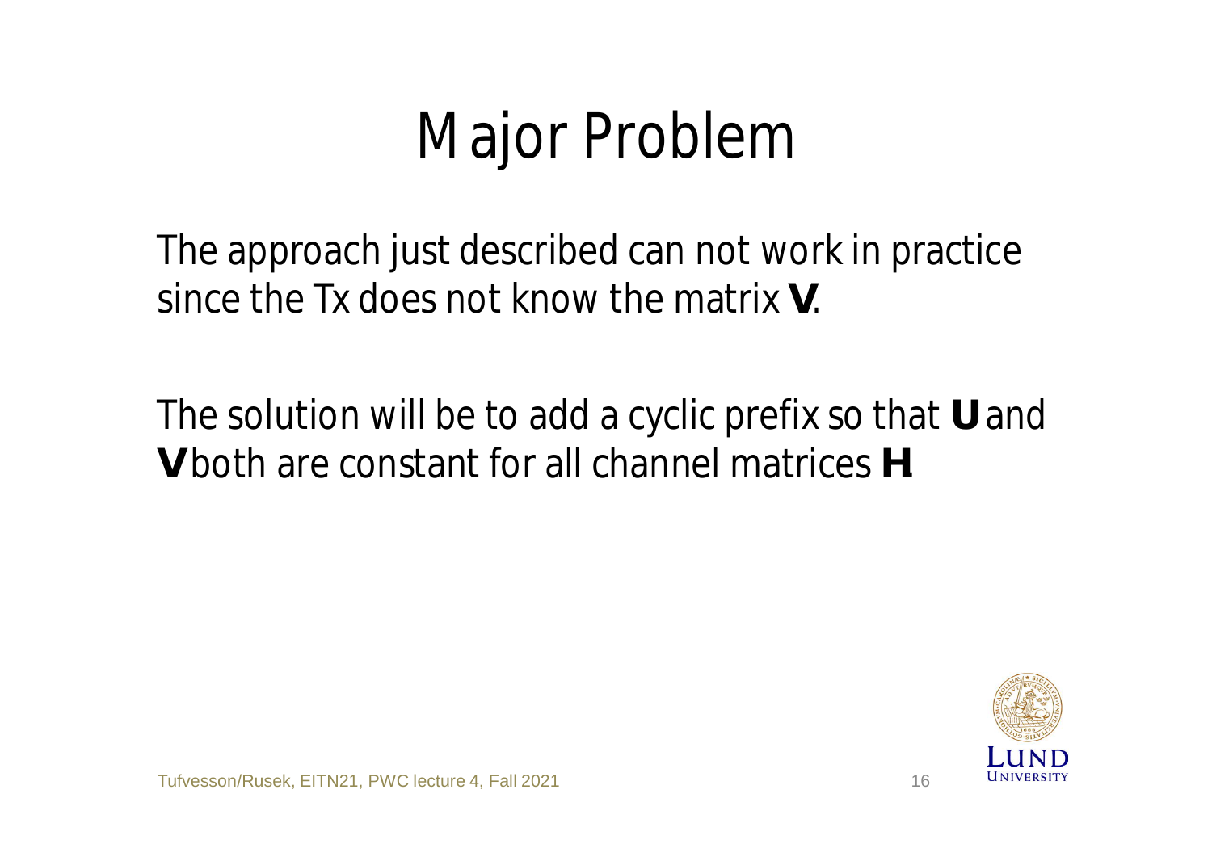# Major Problem

The approach just described can not work in practice since the Tx does not know the matrix $\mathbf{V}$.

The solution will be to add a cyclic prefix so that $\mathbf{U}$ and $\mathbf{V}$ both are constant for all channel matrices $\mathbf{H}$.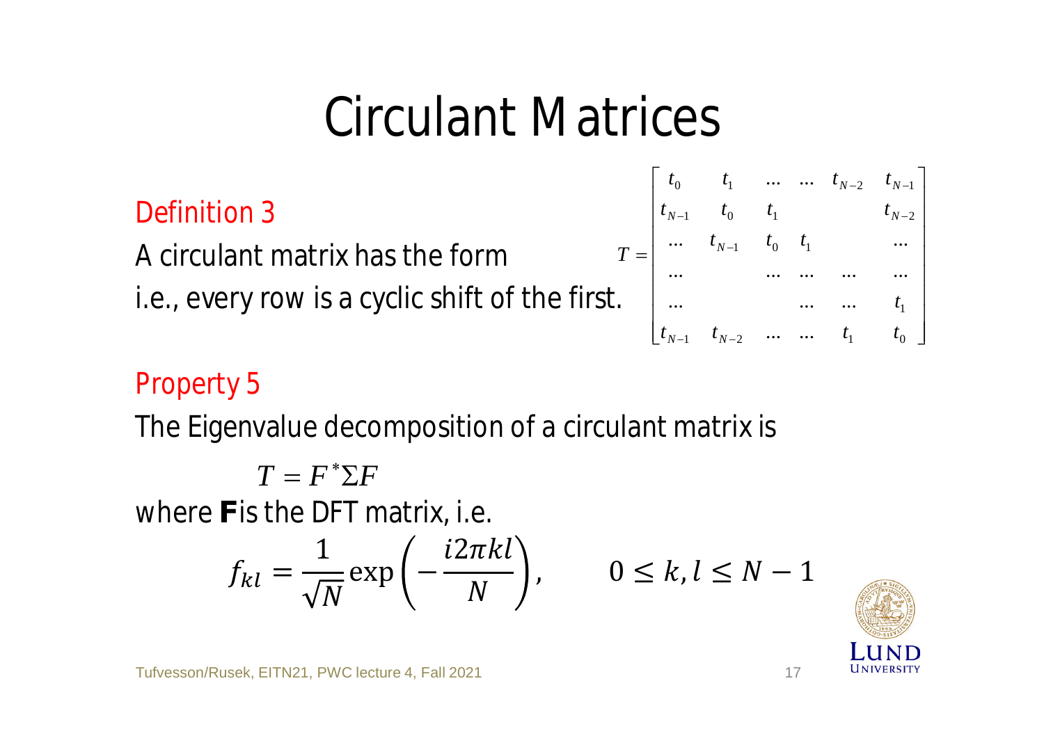# Circulant Matrices

**Definition 3**

A circulant matrix has the form
i.e., every row is a cyclic shift of the first.

$$T = \begin{bmatrix} t_0 & t_1 & \dots & \dots & t_{N-2} & t_{N-1} \\ t_{N-1} & t_0 & t_1 & & & t_{N-2} \\ \dots & t_{N-1} & t_0 & t_1 & & \dots \\ \dots & & \dots & \dots & \dots & \dots \\ \dots & & & \dots & \dots & t_1 \\ t_{N-1} & t_{N-2} & \dots & \dots & t_1 & t_0 \end{bmatrix}$$

**Property 5**

The Eigenvalue decomposition of a circulant matrix is

$$T = F^* \Sigma F$$

where **F** is the DFT matrix, i.e.

$$f_{kl} = \frac{1}{\sqrt{N}} \exp\left(-\frac{i2\pi kl}{N}\right), \qquad 0 \le k, l \le N-1$$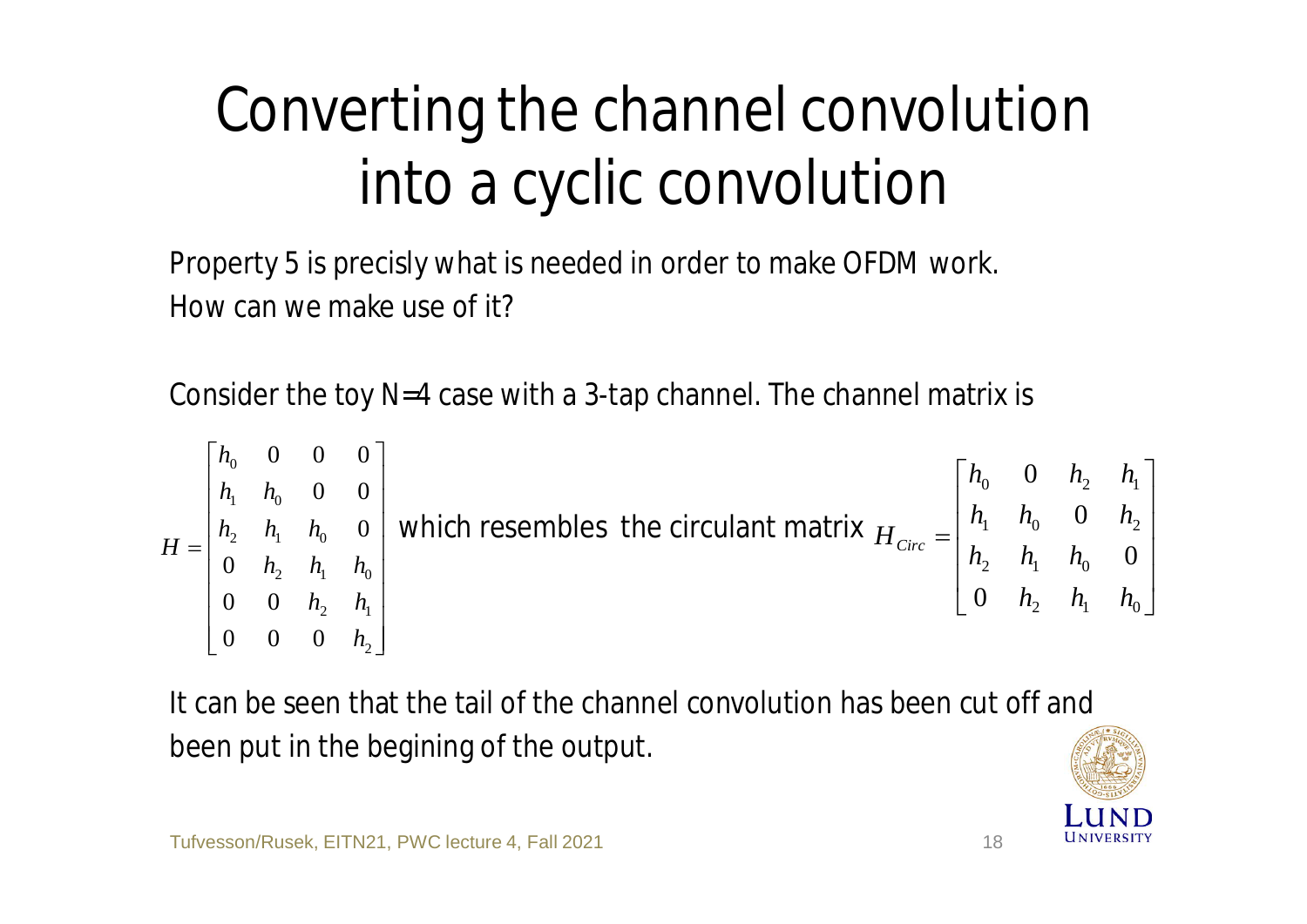# Converting the channel convolution into a cyclic convolution

Property 5 is precisly what is needed in order to make OFDM work.
How can we make use of it?

Consider the toy N=4 case with a 3-tap channel. The channel matrix is

$$H = \begin{bmatrix} h_0 & 0 & 0 & 0 \\ h_1 & h_0 & 0 & 0 \\ h_2 & h_1 & h_0 & 0 \\ 0 & h_2 & h_1 & h_0 \\ 0 & 0 & h_2 & h_1 \\ 0 & 0 & 0 & h_2 \end{bmatrix}$$

which resembles the circulant matrix

$$H_{Circ} = \begin{bmatrix} h_0 & 0 & h_2 & h_1 \\ h_1 & h_0 & 0 & h_2 \\ h_2 & h_1 & h_0 & 0 \\ 0 & h_2 & h_1 & h_0 \end{bmatrix}$$

It can be seen that the tail of the channel convolution has been cut off and been put in the begining of the output.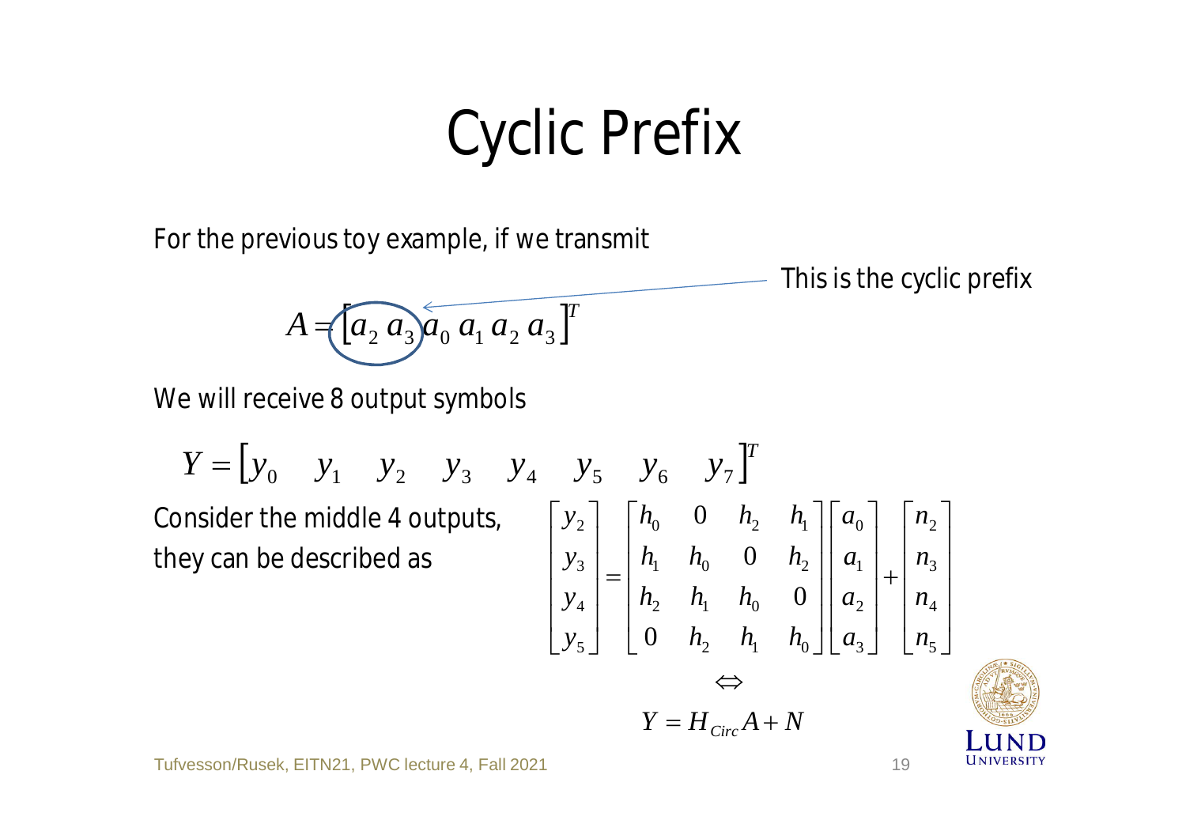# Cyclic Prefix

For the previous toy example, if we transmit

$$A = [a_2 \, a_3 \, a_0 \, a_1 \, a_2 \, a_3]^T$$

This is the cyclic prefix

We will receive 8 output symbols

$$Y = \begin{bmatrix} y_0 & y_1 & y_2 & y_3 & y_4 & y_5 & y_6 & y_7 \end{bmatrix}^T$$

Consider the middle 4 outputs, they can be described as

$$\begin{bmatrix} y_2 \\ y_3 \\ y_4 \\ y_5 \end{bmatrix} = \begin{bmatrix} h_0 & 0 & h_2 & h_1 \\ h_1 & h_0 & 0 & h_2 \\ h_2 & h_1 & h_0 & 0 \\ 0 & h_2 & h_1 & h_0 \end{bmatrix} \begin{bmatrix} a_0 \\ a_1 \\ a_2 \\ a_3 \end{bmatrix} + \begin{bmatrix} n_2 \\ n_3 \\ n_4 \\ n_5 \end{bmatrix}$$

$$\Leftrightarrow$$

$$Y = H_{Circ} A + N$$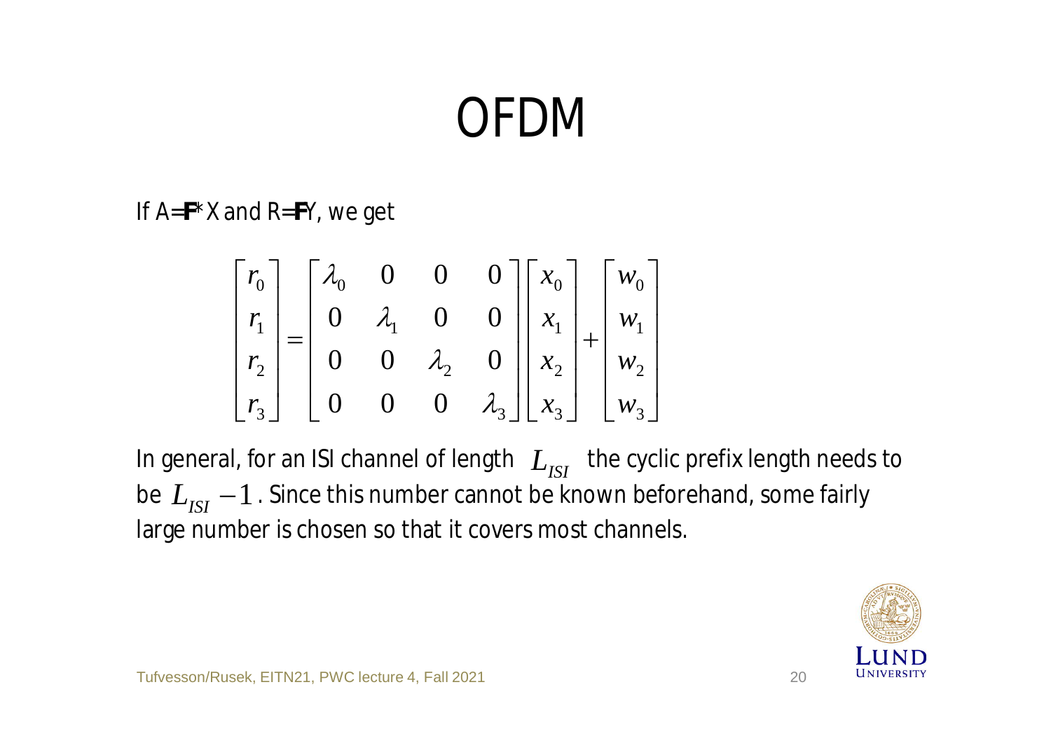# OFDM

If A=**F**\*X and R=**F**Y, we get

$$\begin{bmatrix} r_0 \\ r_1 \\ r_2 \\ r_3 \end{bmatrix} = \begin{bmatrix} \lambda_0 & 0 & 0 & 0 \\ 0 & \lambda_1 & 0 & 0 \\ 0 & 0 & \lambda_2 & 0 \\ 0 & 0 & 0 & \lambda_3 \end{bmatrix} \begin{bmatrix} x_0 \\ x_1 \\ x_2 \\ x_3 \end{bmatrix} + \begin{bmatrix} w_0 \\ w_1 \\ w_2 \\ w_3 \end{bmatrix}$$

In general, for an ISI channel of length $L_{ISI}$ the cyclic prefix length needs to be $L_{ISI} - 1$. Since this number cannot be known beforehand, some fairly large number is chosen so that it covers most channels.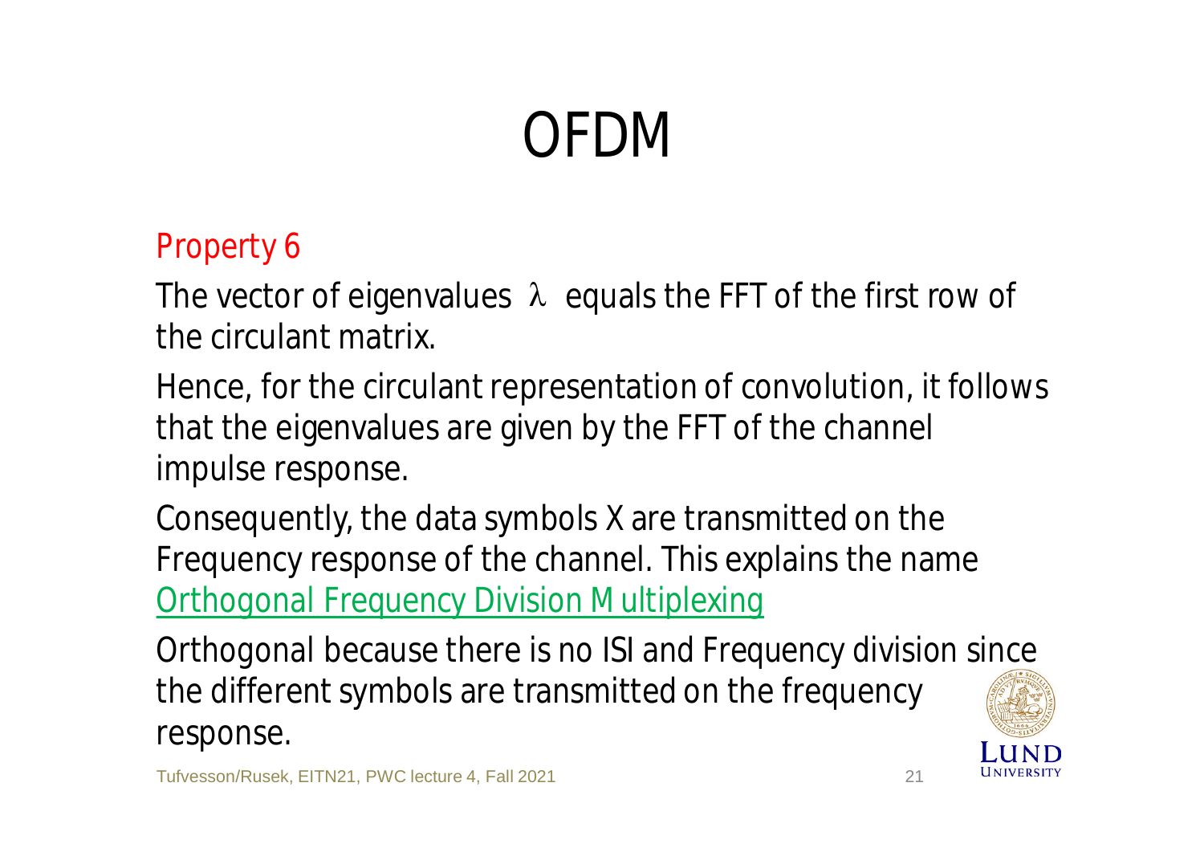# OFDM

Property 6

The vector of eigenvalues $\lambda$ equals the FFT of the first row of the circulant matrix.

Hence, for the circulant representation of convolution, it follows that the eigenvalues are given by the FFT of the channel impulse response.

Consequently, the data symbols X are transmitted on the Frequency response of the channel. This explains the name Orthogonal Frequency Division Multiplexing

Orthogonal because there is no ISI and Frequency division since the different symbols are transmitted on the frequency response.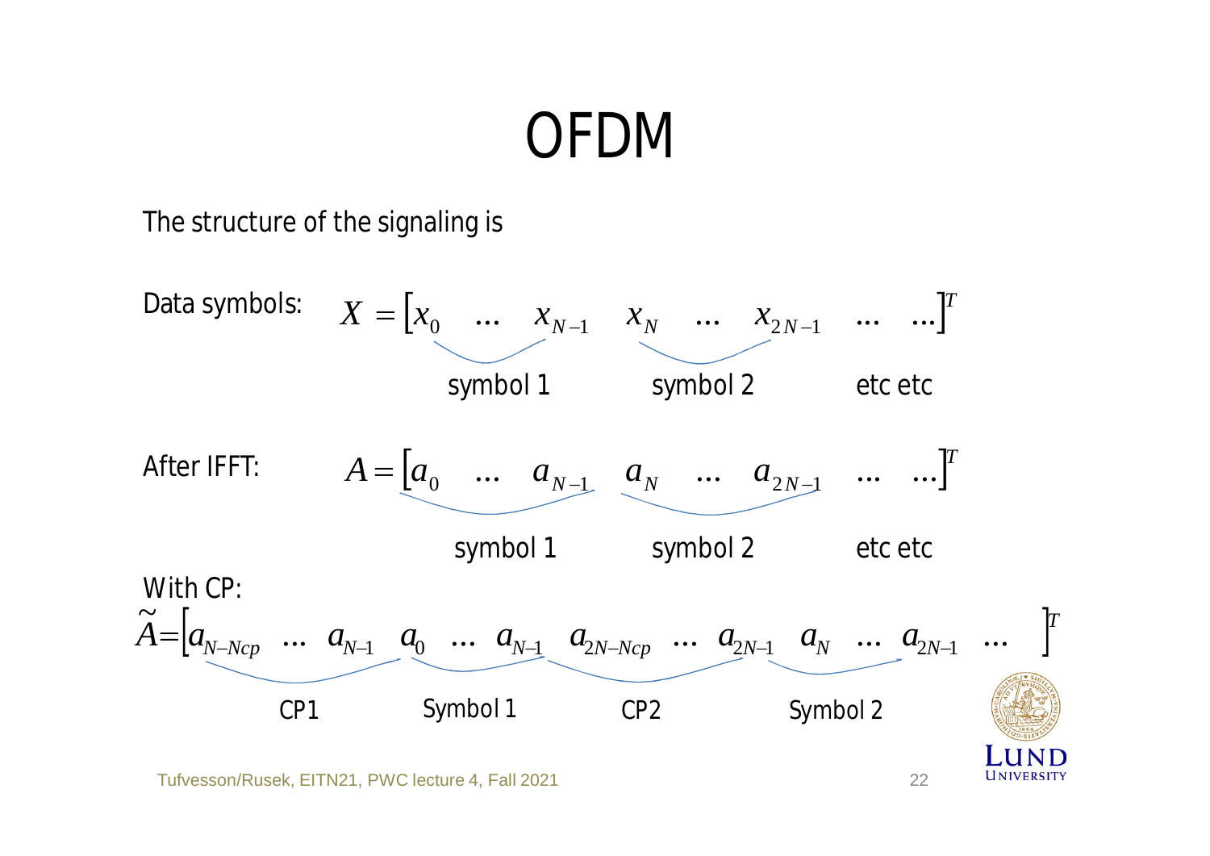# OFDM

The structure of the signaling is

Data symbols:

$$X = \begin{bmatrix} \underbrace{x_0 \quad \ldots \quad x_{N-1}}_{\text{symbol 1}} & \underbrace{x_N \quad \ldots \quad x_{2N-1}}_{\text{symbol 2}} & \underbrace{\ldots \quad \ldots}_{\text{etc etc}} \end{bmatrix}^T$$

After IFFT:

$$A = \begin{bmatrix} \underbrace{a_0 \quad \ldots \quad a_{N-1}}_{\text{symbol 1}} & \underbrace{a_N \quad \ldots \quad a_{2N-1}}_{\text{symbol 2}} & \underbrace{\ldots \quad \ldots}_{\text{etc etc}} \end{bmatrix}^T$$

With CP:

$$\widetilde{A} = \begin{bmatrix} \underbrace{a_{N-Ncp} \; \ldots \; a_{N-1}}_{\text{CP1}} & \underbrace{a_0 \; \ldots \; a_{N-1}}_{\text{Symbol 1}} & \underbrace{a_{2N-Ncp} \; \ldots \; a_{2N-1}}_{\text{CP2}} & \underbrace{a_N \; \ldots \; a_{2N-1}}_{\text{Symbol 2}} & \ldots \end{bmatrix}^T$$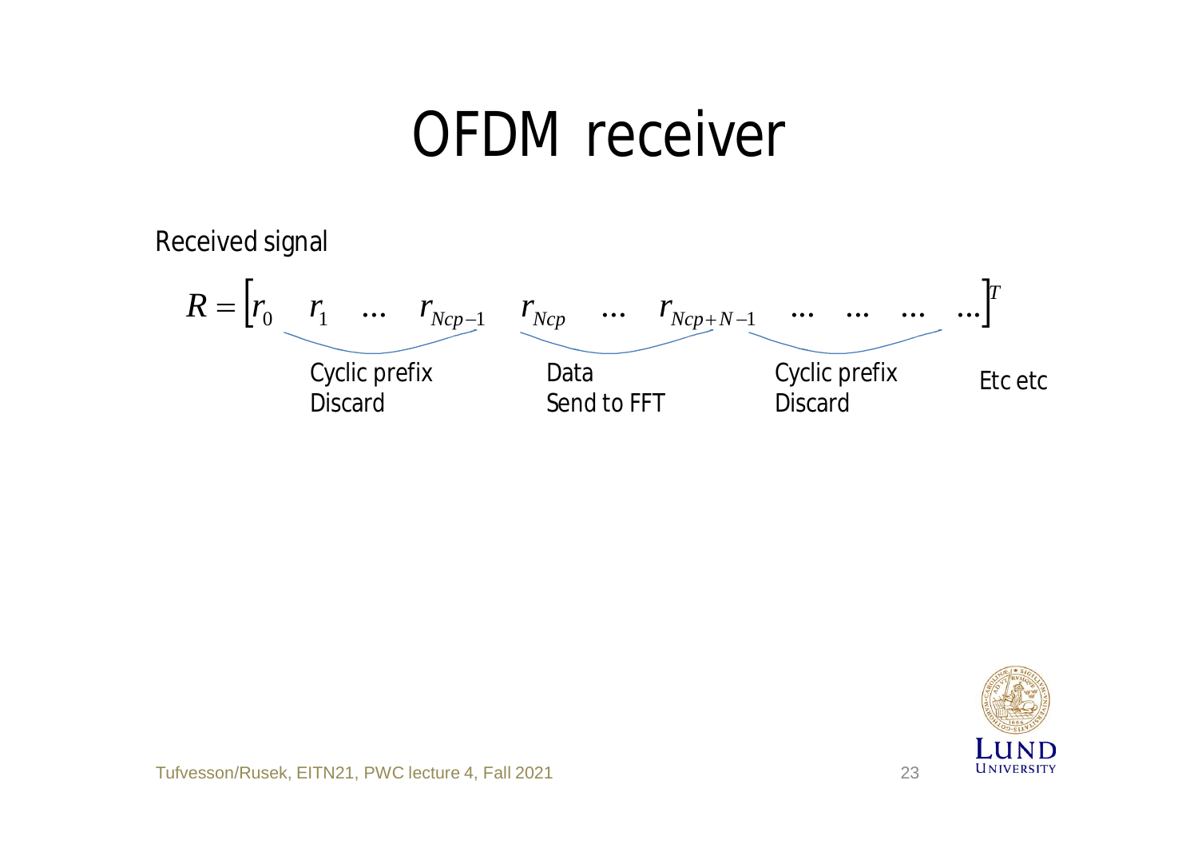# OFDM receiver

Received signal

$$R = \begin{bmatrix} r_0 & r_1 & \dots & r_{Ncp-1} & r_{Ncp} & \dots & r_{Ncp+N-1} & \dots & \dots & \dots & \dots \end{bmatrix}^T$$

- $r_1 \dots r_{Ncp-1}$: Cyclic prefix — Discard
- $r_{Ncp} \dots r_{Ncp+N-1}$: Data — Send to FFT
- Following samples: Cyclic prefix — Discard
- Etc etc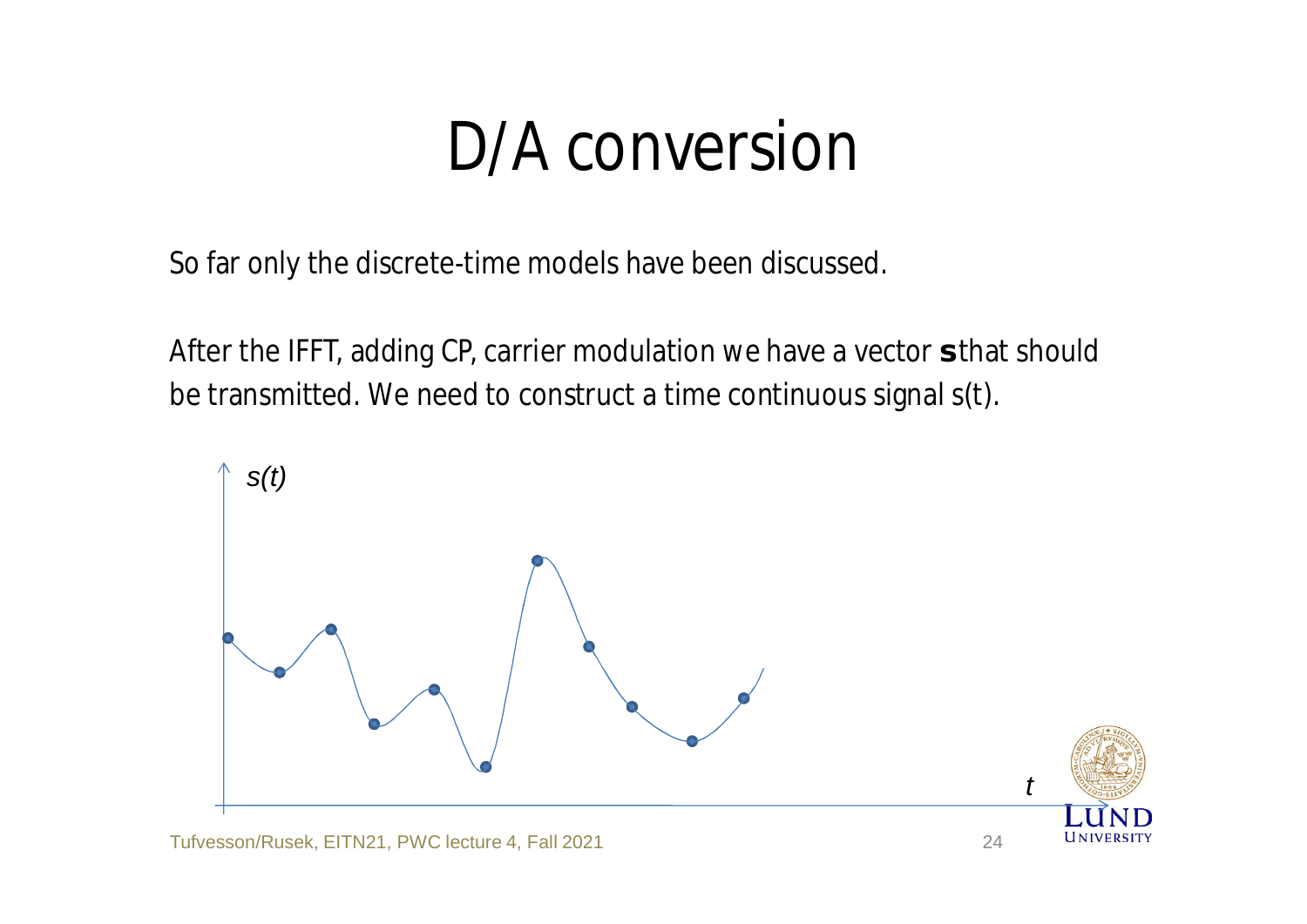# D/A conversion

So far only the discrete-time models have been discussed.

After the IFFT, adding CP, carrier modulation we have a vector **s** that should be transmitted. We need to construct a time continuous signal s(t).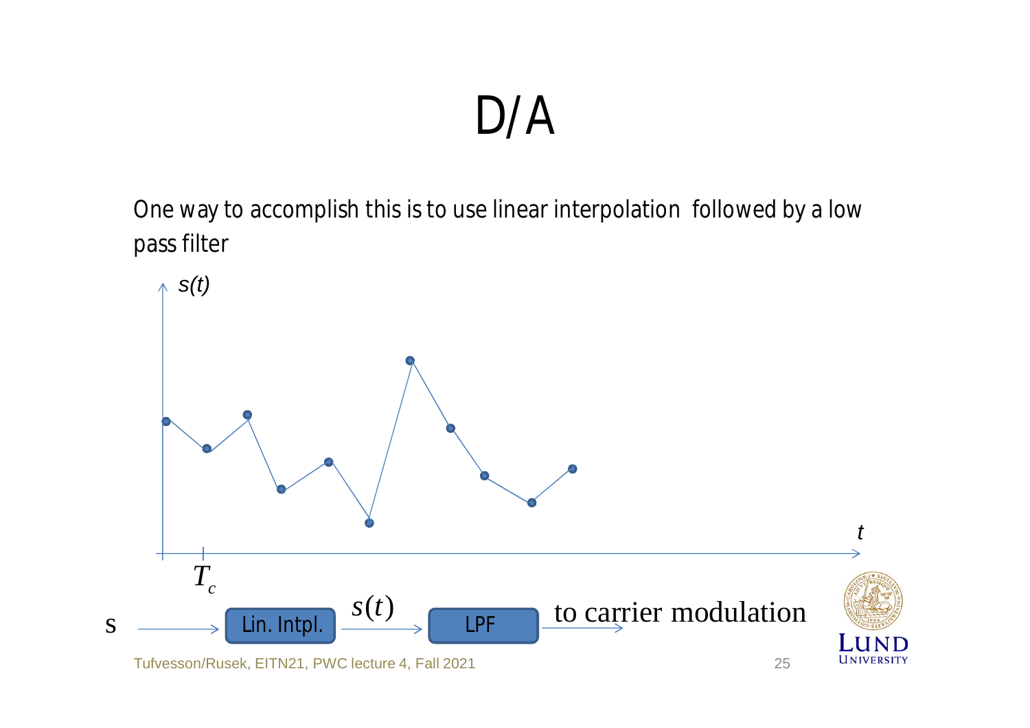# D/A

One way to accomplish this is to use linear interpolation followed by a low pass filter

$s(t)$

$t$

$T_c$

s → Lin. Intpl. → $s(t)$ → LPF → to carrier modulation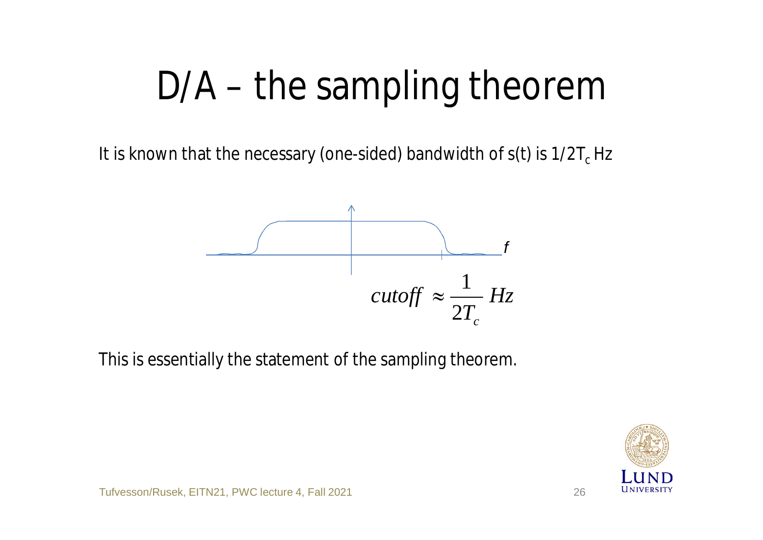# D/A – the sampling theorem

It is known that the necessary (one-sided) bandwidth of s(t) is $1/2T_c$ Hz

$$cutoff \approx \frac{1}{2T_c}\ Hz$$

This is essentially the statement of the sampling theorem.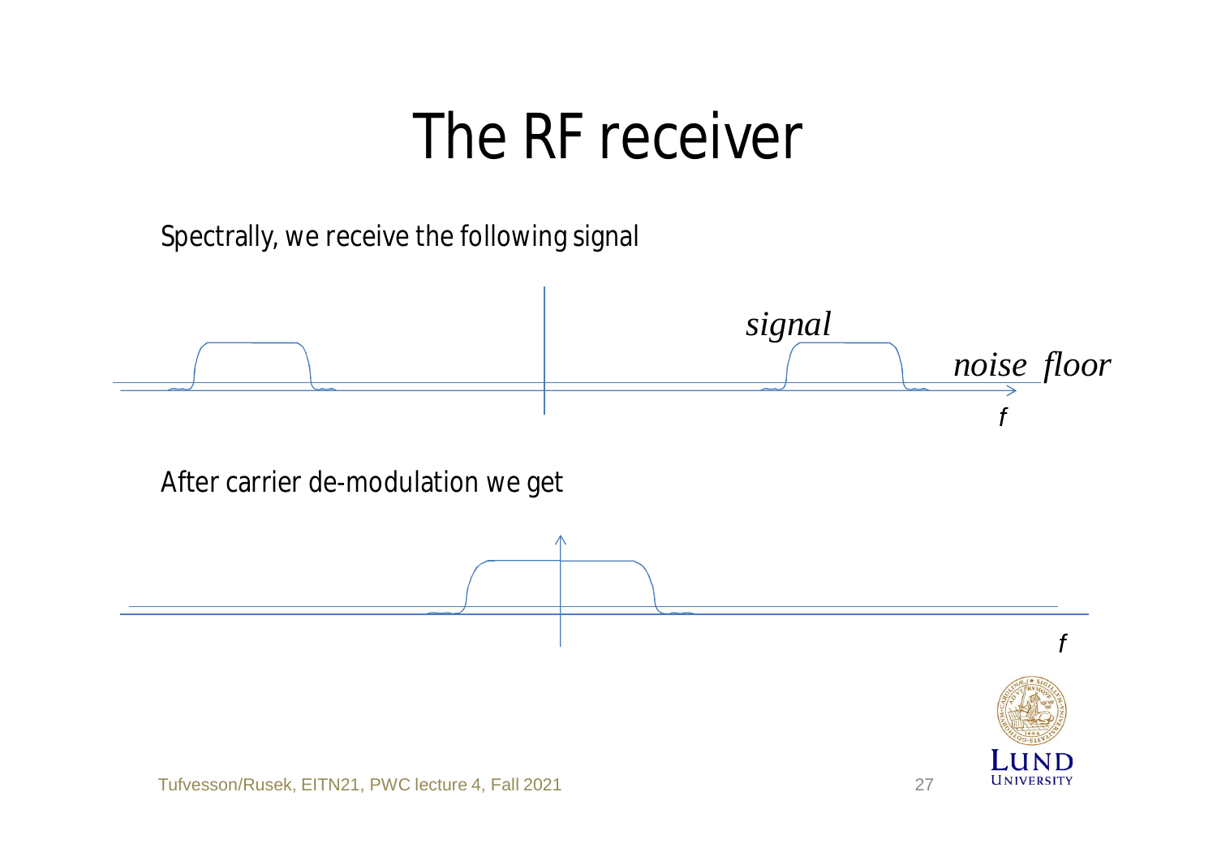# The RF receiver

Spectrally, we receive the following signal

After carrier de-modulation we get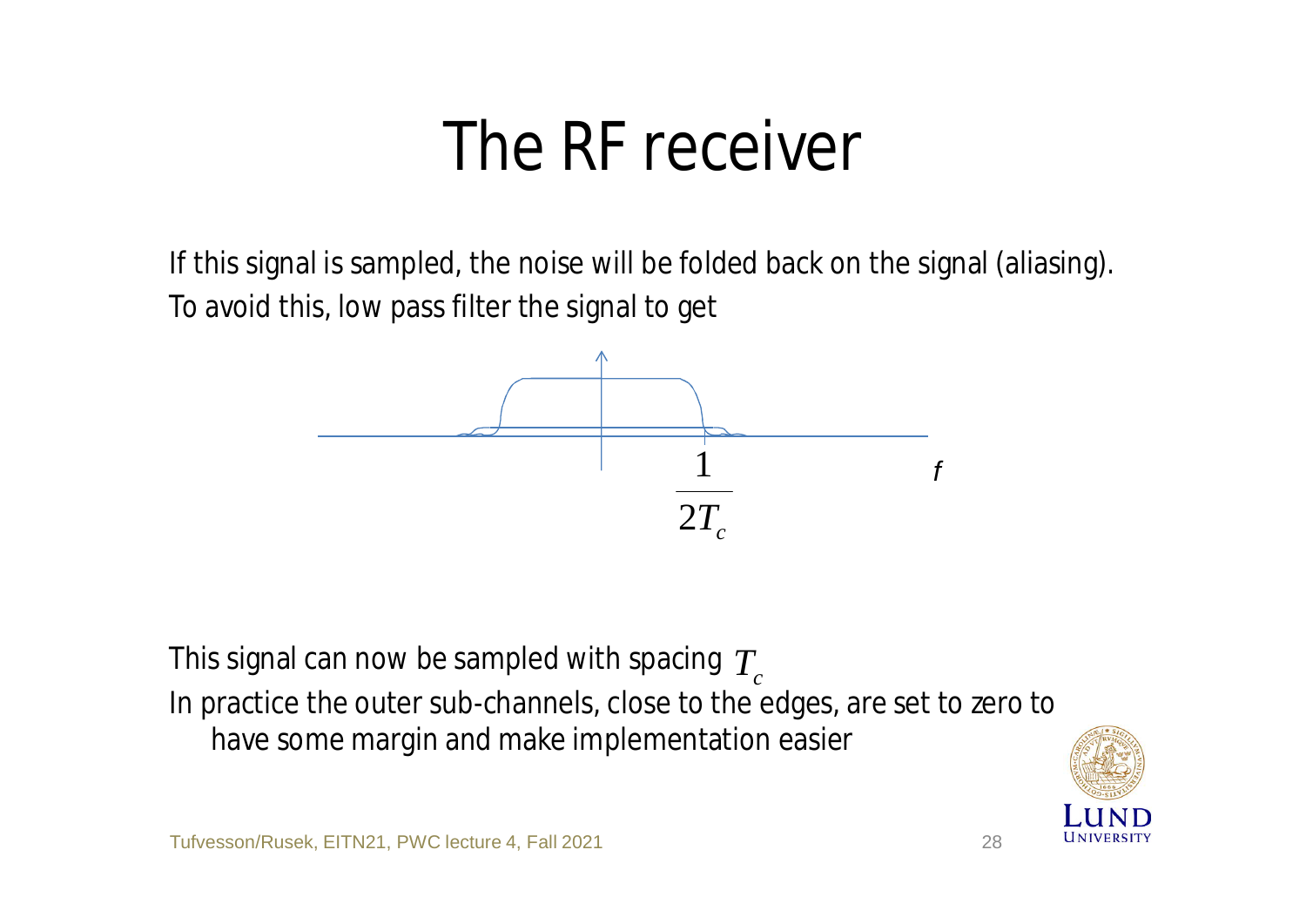# The RF receiver

If this signal is sampled, the noise will be folded back on the signal (aliasing).
To avoid this, low pass filter the signal to get

$$\frac{1}{2T_c}$$

*f*

This signal can now be sampled with spacing $T_c$

In practice the outer sub-channels, close to the edges, are set to zero to have some margin and make implementation easier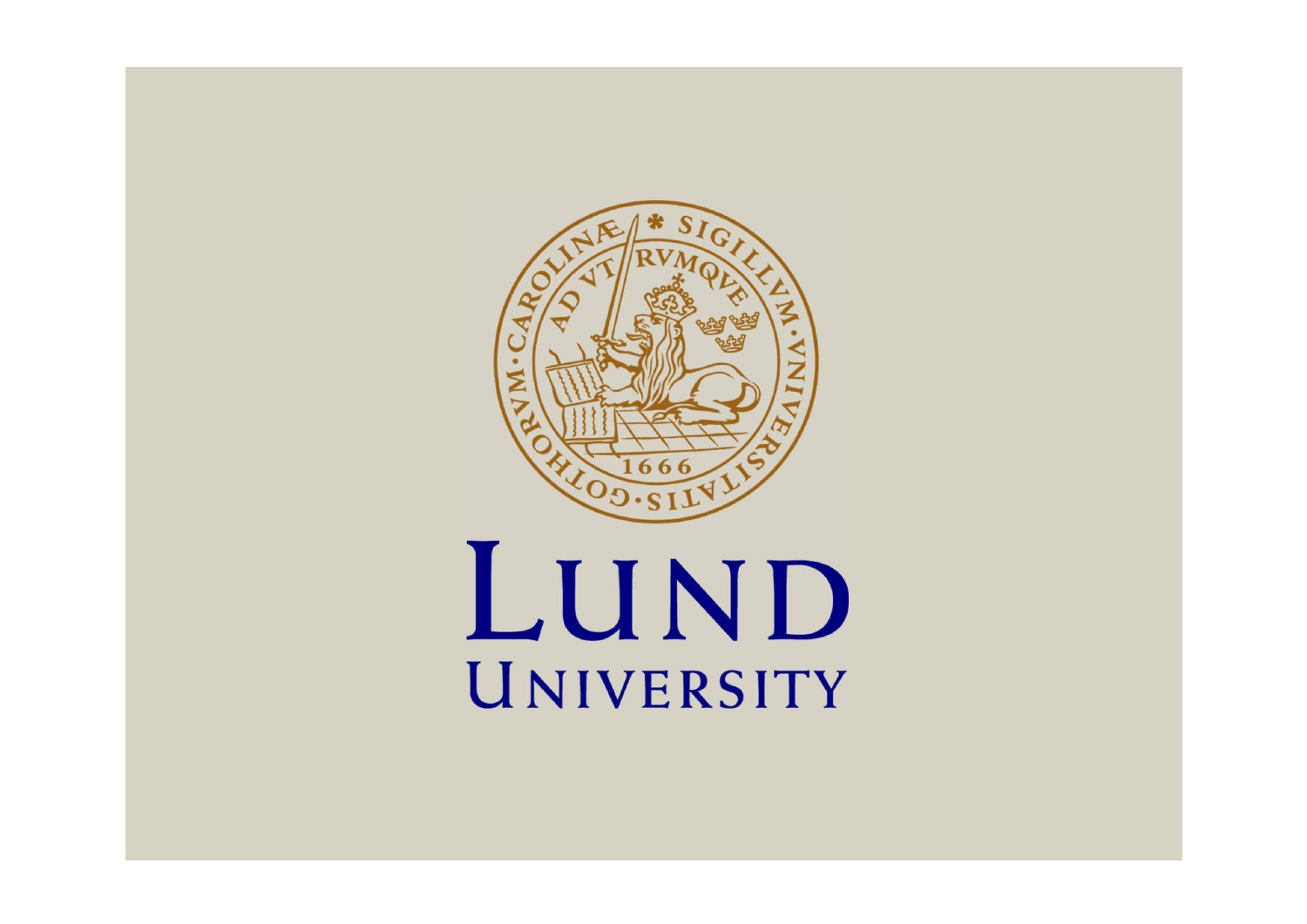LUND
UNIVERSITY